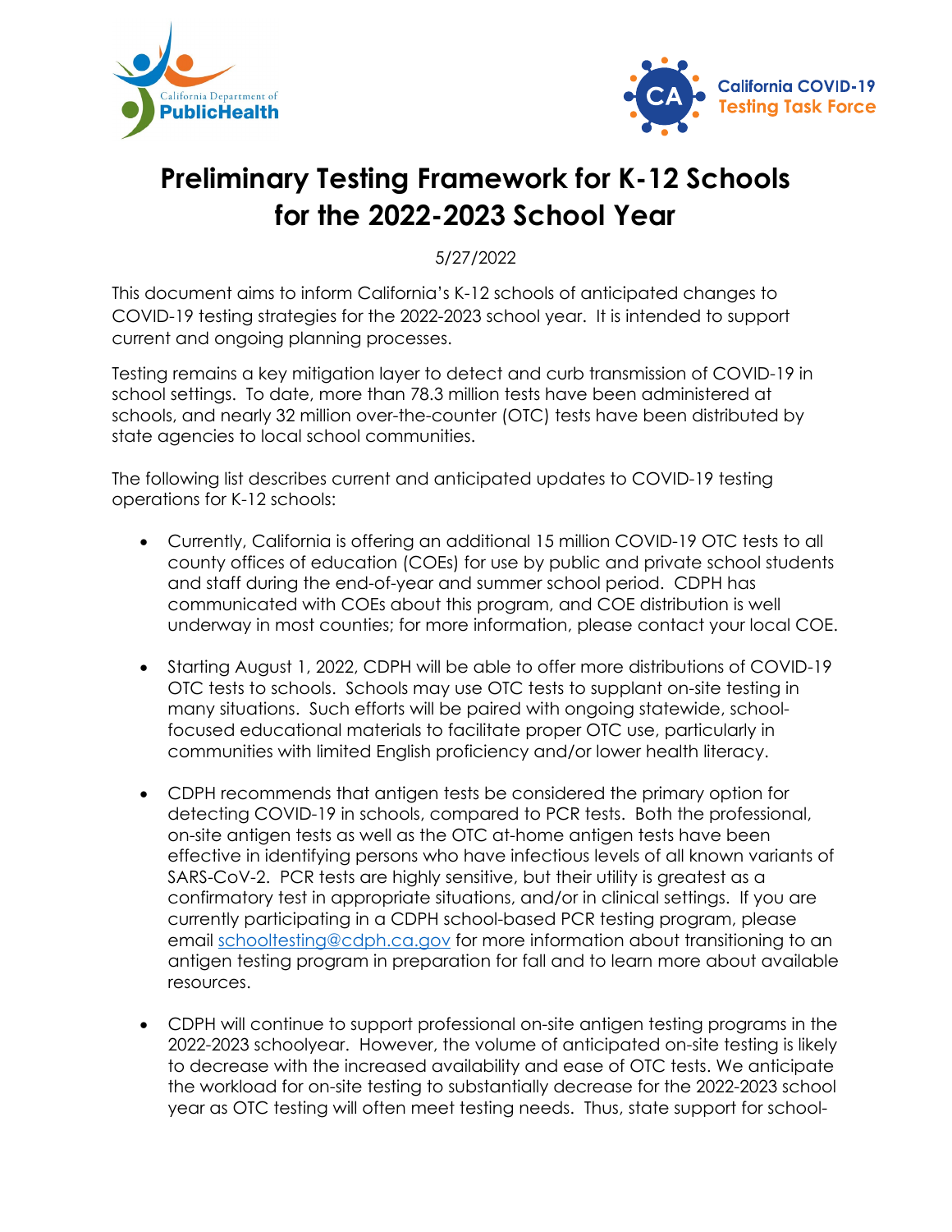# Preliminary Testing Framework for K-12 Schools for the 2022-2023 School Year

5/27/2022

This document aims to inform California's K-12 schools of anticipated changes to COVID-19 testing strategies for the 2022-2023 school year. It is intended to support current and ongoing planning processes.

Testing remains a key mitigation layer to detect and curb transmission of COVID-19 in school settings. To date, more than 78.3 million tests have been administered at schools, and nearly 32 million over-the-counter (OTC) tests have been distributed by state agencies to local school communities.

The following list describes current and anticipated updates to COVID-19 testing operations for K-12 schools:

- Currently, California is offering an additional 15 million COVID-19 OTC tests to all county offices of education (COEs) for use by public and private school students and staff during the end-of-year and summer school period. CDPH has communicated with COEs about this program, and COE distribution is well underway in most counties; for more information, please contact your local COE.

- Starting August 1, 2022, CDPH will be able to offer more distributions of COVID-19 OTC tests to schools. Schools may use OTC tests to supplant on-site testing in many situations. Such efforts will be paired with ongoing statewide, school-focused educational materials to facilitate proper OTC use, particularly in communities with limited English proficiency and/or lower health literacy.

- CDPH recommends that antigen tests be considered the primary option for detecting COVID-19 in schools, compared to PCR tests. Both the professional, on-site antigen tests as well as the OTC at-home antigen tests have been effective in identifying persons who have infectious levels of all known variants of SARS-CoV-2. PCR tests are highly sensitive, but their utility is greatest as a confirmatory test in appropriate situations, and/or in clinical settings. If you are currently participating in a CDPH school-based PCR testing program, please email [schooltesting@cdph.ca.gov](mailto:schooltesting@cdph.ca.gov) for more information about transitioning to an antigen testing program in preparation for fall and to learn more about available resources.

- CDPH will continue to support professional on-site antigen testing programs in the 2022-2023 schoolyear. However, the volume of anticipated on-site testing is likely to decrease with the increased availability and ease of OTC tests. We anticipate the workload for on-site testing to substantially decrease for the 2022-2023 school year as OTC testing will often meet testing needs. Thus, state support for school-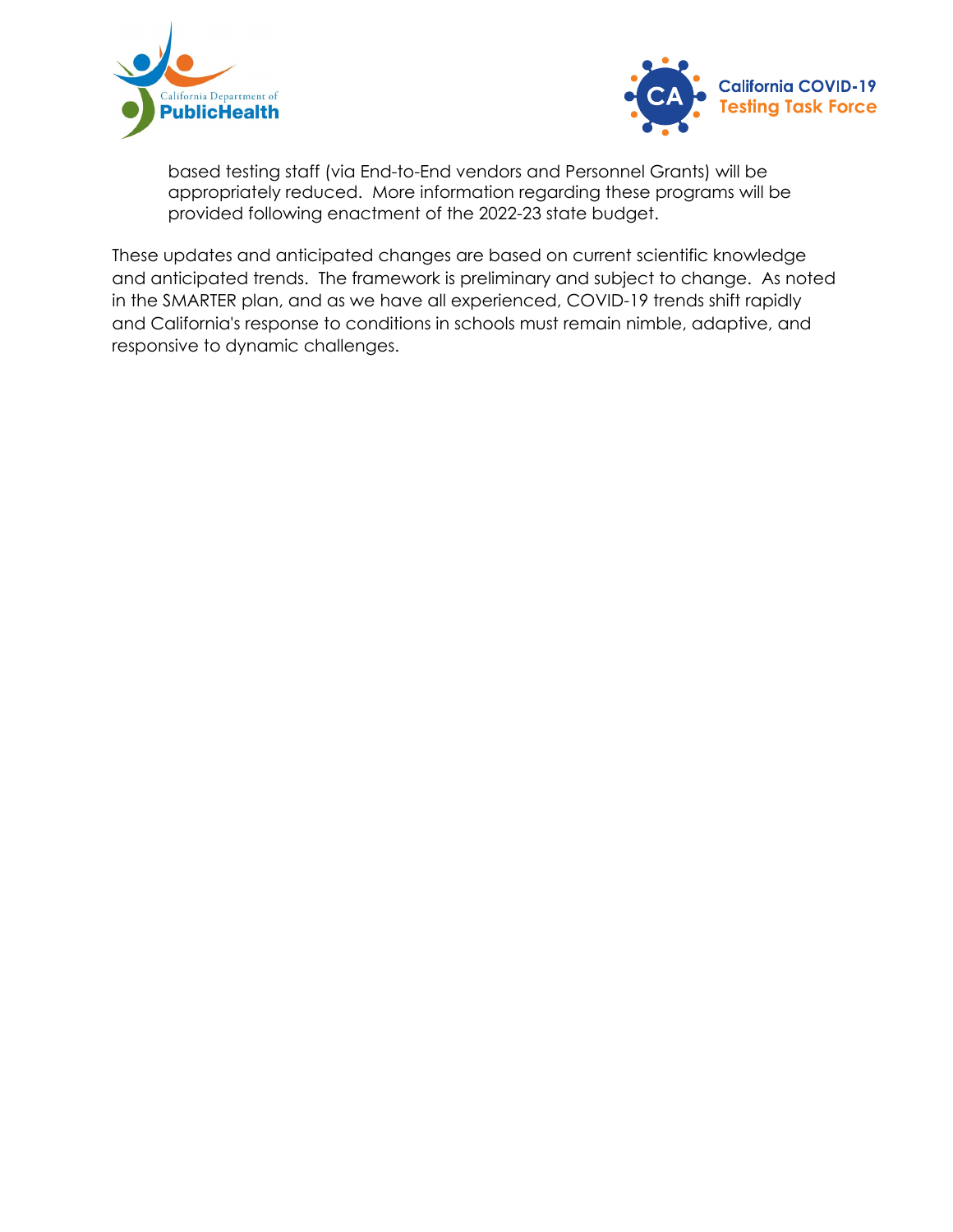based testing staff (via End-to-End vendors and Personnel Grants) will be appropriately reduced. More information regarding these programs will be provided following enactment of the 2022-23 state budget.

These updates and anticipated changes are based on current scientific knowledge and anticipated trends. The framework is preliminary and subject to change. As noted in the SMARTER plan, and as we have all experienced, COVID-19 trends shift rapidly and California's response to conditions in schools must remain nimble, adaptive, and responsive to dynamic challenges.